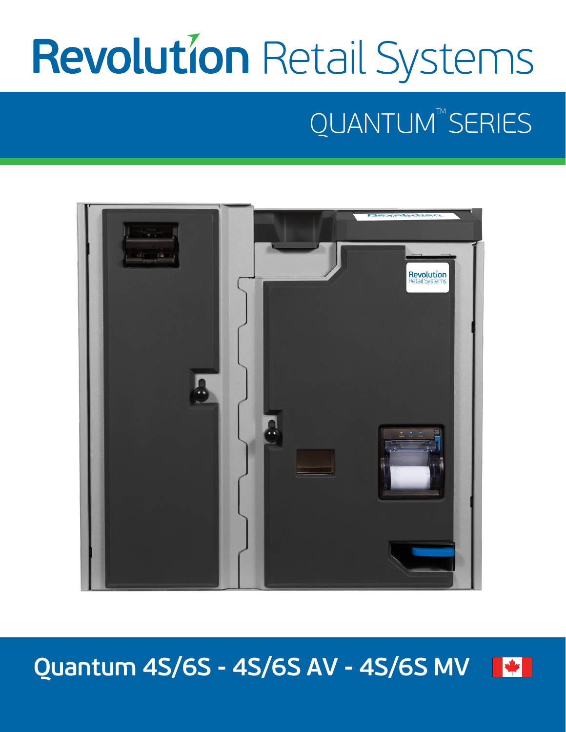# Revolution Retail Systems

## QUANTUM™ SERIES

## Quantum 4S/6S - 4S/6S AV - 4S/6S MV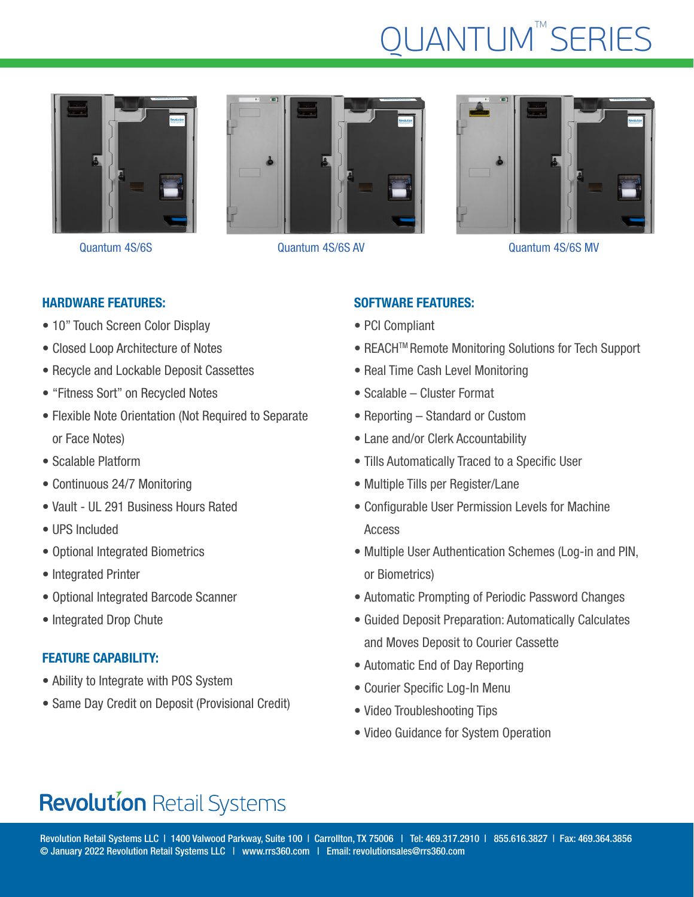# QUANTUM™ SERIES

Quantum 4S/6S

Quantum 4S/6S AV

Quantum 4S/6S MV

## HARDWARE FEATURES:

- 10" Touch Screen Color Display
- Closed Loop Architecture of Notes
- Recycle and Lockable Deposit Cassettes
- "Fitness Sort" on Recycled Notes
- Flexible Note Orientation (Not Required to Separate or Face Notes)
- Scalable Platform
- Continuous 24/7 Monitoring
- Vault - UL 291 Business Hours Rated
- UPS Included
- Optional Integrated Biometrics
- Integrated Printer
- Optional Integrated Barcode Scanner
- Integrated Drop Chute

## FEATURE CAPABILITY:

- Ability to Integrate with POS System
- Same Day Credit on Deposit (Provisional Credit)

## SOFTWARE FEATURES:

- PCI Compliant
- REACH™ Remote Monitoring Solutions for Tech Support
- Real Time Cash Level Monitoring
- Scalable – Cluster Format
- Reporting – Standard or Custom
- Lane and/or Clerk Accountability
- Tills Automatically Traced to a Specific User
- Multiple Tills per Register/Lane
- Configurable User Permission Levels for Machine Access
- Multiple User Authentication Schemes (Log-in and PIN, or Biometrics)
- Automatic Prompting of Periodic Password Changes
- Guided Deposit Preparation: Automatically Calculates and Moves Deposit to Courier Cassette
- Automatic End of Day Reporting
- Courier Specific Log-In Menu
- Video Troubleshooting Tips
- Video Guidance for System Operation

**Revolution** Retail Systems

Revolution Retail Systems LLC | 1400 Valwood Parkway, Suite 100 | Carrollton, TX 75006 | Tel: 469.317.2910 | 855.616.3827 | Fax: 469.364.3856
© January 2022 Revolution Retail Systems LLC | www.rrs360.com | Email: revolutionsales@rrs360.com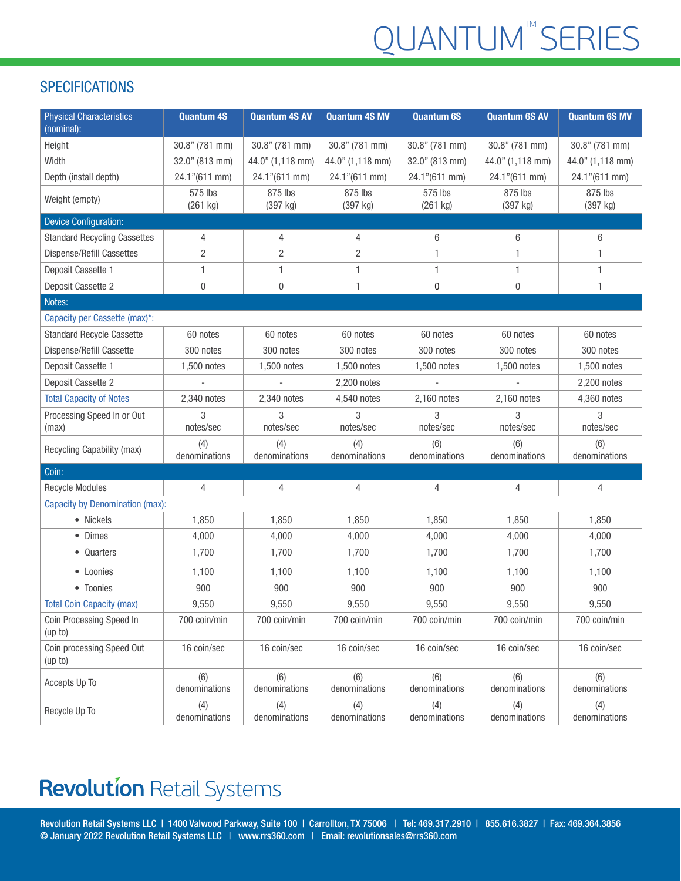# QUANTUM™ SERIES

## SPECIFICATIONS

| Physical Characteristics (nominal): | Quantum 4S | Quantum 4S AV | Quantum 4S MV | Quantum 6S | Quantum 6S AV | Quantum 6S MV |
|---|---|---|---|---|---|---|
| Height | 30.8" (781 mm) | 30.8" (781 mm) | 30.8" (781 mm) | 30.8" (781 mm) | 30.8" (781 mm) | 30.8" (781 mm) |
| Width | 32.0" (813 mm) | 44.0" (1,118 mm) | 44.0" (1,118 mm) | 32.0" (813 mm) | 44.0" (1,118 mm) | 44.0" (1,118 mm) |
| Depth (install depth) | 24.1"(611 mm) | 24.1"(611 mm) | 24.1"(611 mm) | 24.1"(611 mm) | 24.1"(611 mm) | 24.1"(611 mm) |
| Weight (empty) | 575 lbs (261 kg) | 875 lbs (397 kg) | 875 lbs (397 kg) | 575 lbs (261 kg) | 875 lbs (397 kg) | 875 lbs (397 kg) |
| **Device Configuration:** | | | | | | |
| Standard Recycling Cassettes | 4 | 4 | 4 | 6 | 6 | 6 |
| Dispense/Refill Cassettes | 2 | 2 | 2 | 1 | 1 | 1 |
| Deposit Cassette 1 | 1 | 1 | 1 | 1 | 1 | 1 |
| Deposit Cassette 2 | 0 | 0 | 1 | 0 | 0 | 1 |
| **Notes:** | | | | | | |
| Capacity per Cassette (max)*: | | | | | | |
| Standard Recycle Cassette | 60 notes | 60 notes | 60 notes | 60 notes | 60 notes | 60 notes |
| Dispense/Refill Cassette | 300 notes | 300 notes | 300 notes | 300 notes | 300 notes | 300 notes |
| Deposit Cassette 1 | 1,500 notes | 1,500 notes | 1,500 notes | 1,500 notes | 1,500 notes | 1,500 notes |
| Deposit Cassette 2 | - | - | 2,200 notes | - | - | 2,200 notes |
| Total Capacity of Notes | 2,340 notes | 2,340 notes | 4,540 notes | 2,160 notes | 2,160 notes | 4,360 notes |
| Processing Speed In or Out (max) | 3 notes/sec | 3 notes/sec | 3 notes/sec | 3 notes/sec | 3 notes/sec | 3 notes/sec |
| Recycling Capability (max) | (4) denominations | (4) denominations | (4) denominations | (6) denominations | (6) denominations | (6) denominations |
| **Coin:** | | | | | | |
| Recycle Modules | 4 | 4 | 4 | 4 | 4 | 4 |
| Capacity by Denomination (max): | | | | | | |
| • Nickels | 1,850 | 1,850 | 1,850 | 1,850 | 1,850 | 1,850 |
| • Dimes | 4,000 | 4,000 | 4,000 | 4,000 | 4,000 | 4,000 |
| • Quarters | 1,700 | 1,700 | 1,700 | 1,700 | 1,700 | 1,700 |
| • Loonies | 1,100 | 1,100 | 1,100 | 1,100 | 1,100 | 1,100 |
| • Toonies | 900 | 900 | 900 | 900 | 900 | 900 |
| Total Coin Capacity (max) | 9,550 | 9,550 | 9,550 | 9,550 | 9,550 | 9,550 |
| Coin Processing Speed In (up to) | 700 coin/min | 700 coin/min | 700 coin/min | 700 coin/min | 700 coin/min | 700 coin/min |
| Coin processing Speed Out (up to) | 16 coin/sec | 16 coin/sec | 16 coin/sec | 16 coin/sec | 16 coin/sec | 16 coin/sec |
| Accepts Up To | (6) denominations | (6) denominations | (6) denominations | (6) denominations | (6) denominations | (6) denominations |
| Recycle Up To | (4) denominations | (4) denominations | (4) denominations | (4) denominations | (4) denominations | (4) denominations |

**Revolution Retail Systems**

Revolution Retail Systems LLC | 1400 Valwood Parkway, Suite 100 | Carrollton, TX 75006 | Tel: 469.317.2910 | 855.616.3827 | Fax: 469.364.3856
© January 2022 Revolution Retail Systems LLC | www.rrs360.com | Email: revolutionsales@rrs360.com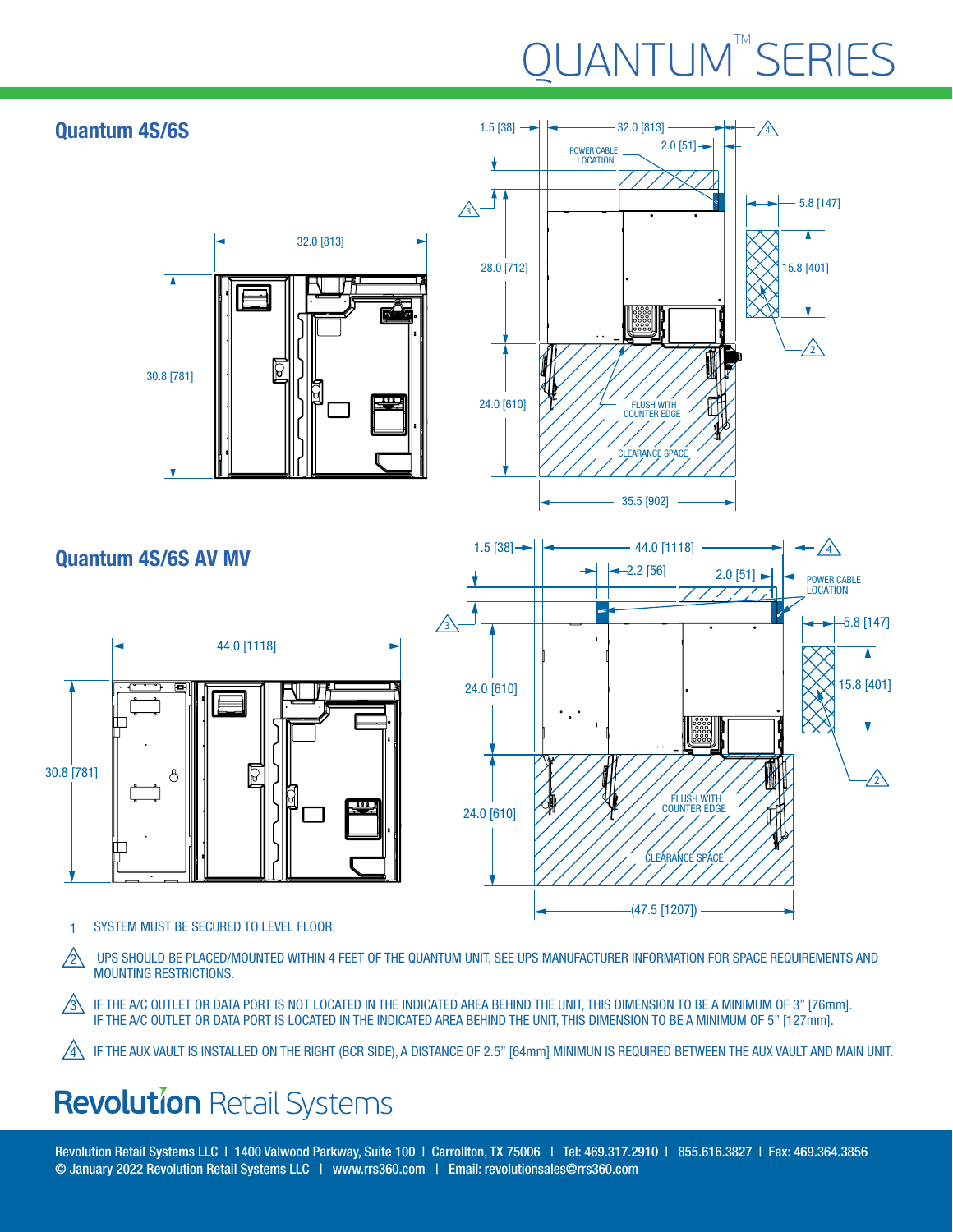# QUANTUM™ SERIES

## Quantum 4S/6S

32.0 [813]

30.8 [781]

1.5 [38]

32.0 [813]

2.0 [51]

POWER CABLE LOCATION

28.0 [712]

5.8 [147]

15.8 [401]

24.0 [610]

FLUSH WITH COUNTER EDGE

CLEARANCE SPACE

35.5 [902]

## Quantum 4S/6S AV MV

44.0 [1118]

30.8 [781]

1.5 [38]

44.0 [1118]

2.2 [56]

2.0 [51]

POWER CABLE LOCATION

24.0 [610]

5.8 [147]

15.8 [401]

24.0 [610]

FLUSH WITH COUNTER EDGE

CLEARANCE SPACE

(47.5 [1207])

1. SYSTEM MUST BE SECURED TO LEVEL FLOOR.
2. UPS SHOULD BE PLACED/MOUNTED WITHIN 4 FEET OF THE QUANTUM UNIT. SEE UPS MANUFACTURER INFORMATION FOR SPACE REQUIREMENTS AND MOUNTING RESTRICTIONS.
3. IF THE A/C OUTLET OR DATA PORT IS NOT LOCATED IN THE INDICATED AREA BEHIND THE UNIT, THIS DIMENSION TO BE A MINIMUM OF 3" [76mm]. IF THE A/C OUTLET OR DATA PORT IS LOCATED IN THE INDICATED AREA BEHIND THE UNIT, THIS DIMENSION TO BE A MINIMUM OF 5" [127mm].
4. IF THE AUX VAULT IS INSTALLED ON THE RIGHT (BCR SIDE), A DISTANCE OF 2.5" [64mm] MINIMUN IS REQUIRED BETWEEN THE AUX VAULT AND MAIN UNIT.

**Revolution** Retail Systems

Revolution Retail Systems LLC | 1400 Valwood Parkway, Suite 100 | Carrollton, TX 75006 | Tel: 469.317.2910 | 855.616.3827 | Fax: 469.364.3856
© January 2022 Revolution Retail Systems LLC | www.rrs360.com | Email: revolutionsales@rrs360.com